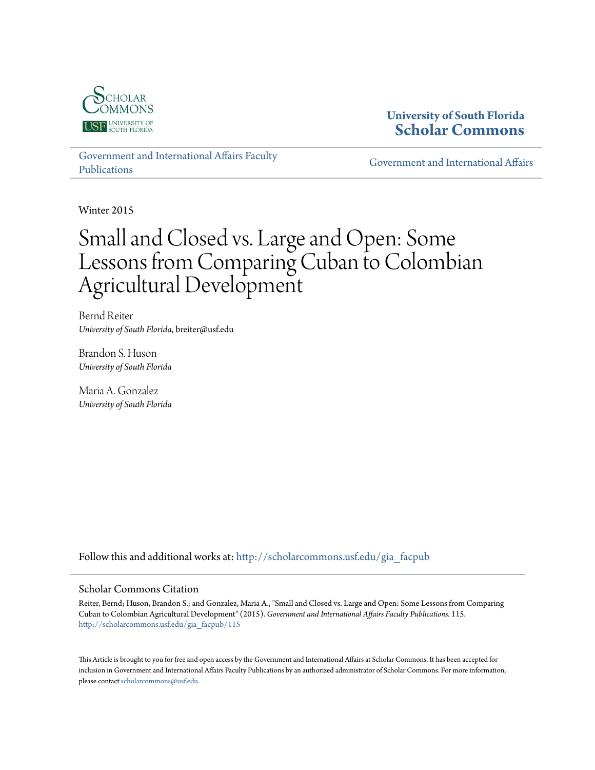University of South Florida
**Scholar Commons**

Government and International Affairs Faculty Publications

Government and International Affairs

Winter 2015

# Small and Closed vs. Large and Open: Some Lessons from Comparing Cuban to Colombian Agricultural Development

Bernd Reiter
*University of South Florida*, breiter@usf.edu

Brandon S. Huson
*University of South Florida*

Maria A. Gonzalez
*University of South Florida*

Follow this and additional works at: http://scholarcommons.usf.edu/gia_facpub

## Scholar Commons Citation

Reiter, Bernd; Huson, Brandon S.; and Gonzalez, Maria A., "Small and Closed vs. Large and Open: Some Lessons from Comparing Cuban to Colombian Agricultural Development" (2015). *Government and International Affairs Faculty Publications*. 115.
http://scholarcommons.usf.edu/gia_facpub/115

This Article is brought to you for free and open access by the Government and International Affairs at Scholar Commons. It has been accepted for inclusion in Government and International Affairs Faculty Publications by an authorized administrator of Scholar Commons. For more information, please contact scholarcommons@usf.edu.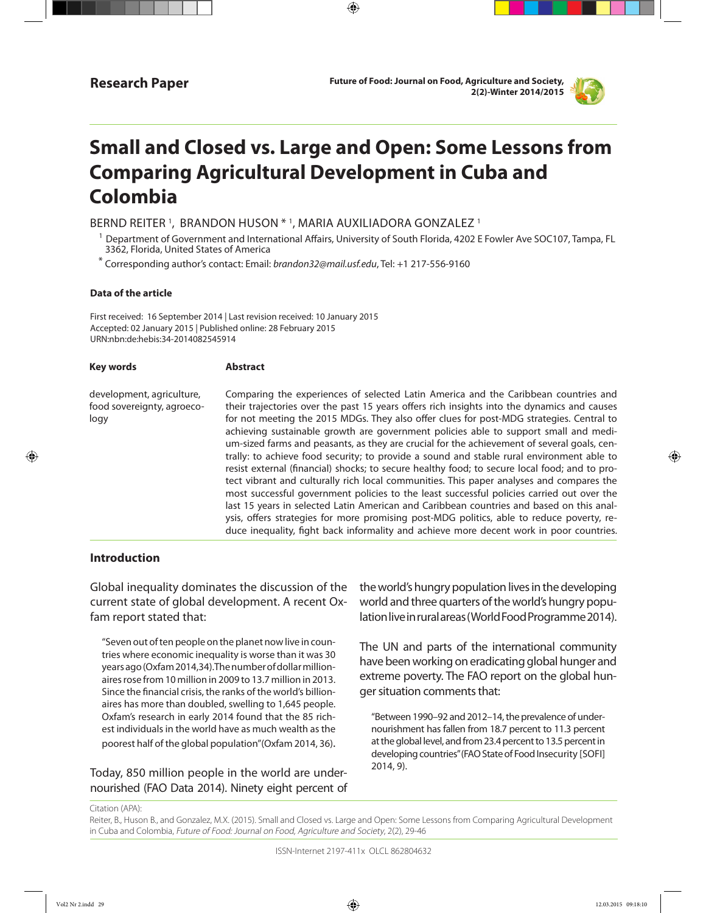# Small and Closed vs. Large and Open: Some Lessons from Comparing Agricultural Development in Cuba and Colombia

BERND REITER [1], BRANDON HUSON * [1], MARIA AUXILIADORA GONZALEZ [1]

[1] Department of Government and International Affairs, University of South Florida, 4202 E Fowler Ave SOC107, Tampa, FL 3362, Florida, United States of America

* Corresponding author's contact: Email: *brandon32@mail.usf.edu*, Tel: +1 217-556-9160

#### Data of the article

First received: 16 September 2014 | Last revision received: 10 January 2015
Accepted: 02 January 2015 | Published online: 28 February 2015
URN:nbn:de:hebis:34-2014082545914

#### Key words

development, agriculture, food sovereignty, agroecology

#### Abstract

Comparing the experiences of selected Latin America and the Caribbean countries and their trajectories over the past 15 years offers rich insights into the dynamics and causes for not meeting the 2015 MDGs. They also offer clues for post-MDG strategies. Central to achieving sustainable growth are government policies able to support small and medium-sized farms and peasants, as they are crucial for the achievement of several goals, centrally: to achieve food security; to provide a sound and stable rural environment able to resist external (financial) shocks; to secure healthy food; to secure local food; and to protect vibrant and culturally rich local communities. This paper analyses and compares the most successful government policies to the least successful policies carried out over the last 15 years in selected Latin American and Caribbean countries and based on this analysis, offers strategies for more promising post-MDG politics, able to reduce poverty, reduce inequality, fight back informality and achieve more decent work in poor countries.

## Introduction

Global inequality dominates the discussion of the current state of global development. A recent Oxfam report stated that:

> "Seven out of ten people on the planet now live in countries where economic inequality is worse than it was 30 years ago (Oxfam 2014,34). The number of dollar millionaires rose from 10 million in 2009 to 13.7 million in 2013. Since the financial crisis, the ranks of the world's billionaires has more than doubled, swelling to 1,645 people. Oxfam's research in early 2014 found that the 85 richest individuals in the world have as much wealth as the poorest half of the global population" (Oxfam 2014, 36).

Today, 850 million people in the world are undernourished (FAO Data 2014). Ninety eight percent of the world's hungry population lives in the developing world and three quarters of the world's hungry population live in rural areas (World Food Programme 2014).

The UN and parts of the international community have been working on eradicating global hunger and extreme poverty. The FAO report on the global hunger situation comments that:

> "Between 1990–92 and 2012–14, the prevalence of undernourishment has fallen from 18.7 percent to 11.3 percent at the global level, and from 23.4 percent to 13.5 percent in developing countries" (FAO State of Food Insecurity [SOFI] 2014, 9).

Citation (APA):
Reiter, B., Huson B., and Gonzalez, M.X. (2015). Small and Closed vs. Large and Open: Some Lessons from Comparing Agricultural Development in Cuba and Colombia, *Future of Food: Journal on Food, Agriculture and Society*, 2(2), 29-46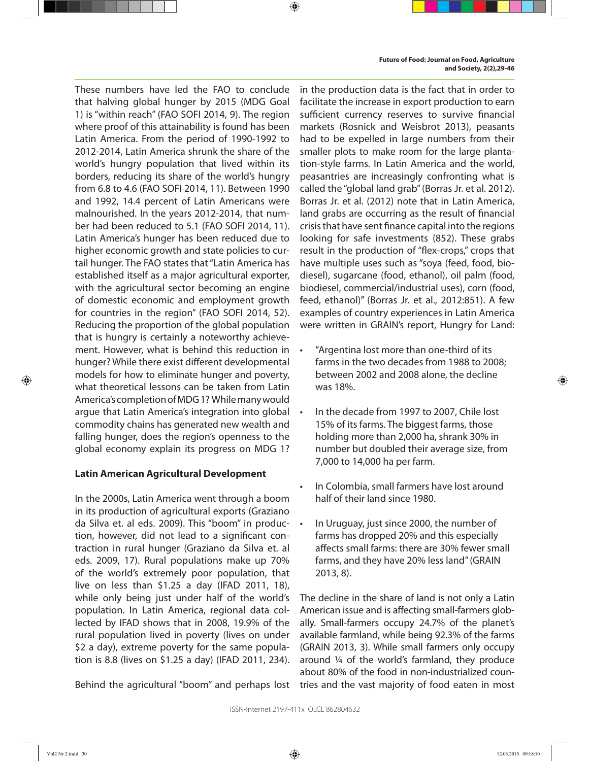These numbers have led the FAO to conclude that halving global hunger by 2015 (MDG Goal 1) is "within reach" (FAO SOFI 2014, 9). The region where proof of this attainability is found has been Latin America. From the period of 1990-1992 to 2012-2014, Latin America shrunk the share of the world's hungry population that lived within its borders, reducing its share of the world's hungry from 6.8 to 4.6 (FAO SOFI 2014, 11). Between 1990 and 1992, 14.4 percent of Latin Americans were malnourished. In the years 2012-2014, that number had been reduced to 5.1 (FAO SOFI 2014, 11). Latin America's hunger has been reduced due to higher economic growth and state policies to curtail hunger. The FAO states that "Latin America has established itself as a major agricultural exporter, with the agricultural sector becoming an engine of domestic economic and employment growth for countries in the region" (FAO SOFI 2014, 52). Reducing the proportion of the global population that is hungry is certainly a noteworthy achievement. However, what is behind this reduction in hunger? While there exist different developmental models for how to eliminate hunger and poverty, what theoretical lessons can be taken from Latin America's completion of MDG 1? While many would argue that Latin America's integration into global commodity chains has generated new wealth and falling hunger, does the region's openness to the global economy explain its progress on MDG 1?

## Latin American Agricultural Development

In the 2000s, Latin America went through a boom in its production of agricultural exports (Graziano da Silva et. al eds. 2009). This "boom" in production, however, did not lead to a significant contraction in rural hunger (Graziano da Silva et. al eds. 2009, 17). Rural populations make up 70% of the world's extremely poor population, that live on less than \$1.25 a day (IFAD 2011, 18), while only being just under half of the world's population. In Latin America, regional data collected by IFAD shows that in 2008, 19.9% of the rural population lived in poverty (lives on under \$2 a day), extreme poverty for the same population is 8.8 (lives on \$1.25 a day) (IFAD 2011, 234).

Behind the agricultural "boom" and perhaps lost in the production data is the fact that in order to facilitate the increase in export production to earn sufficient currency reserves to survive financial markets (Rosnick and Weisbrot 2013), peasants had to be expelled in large numbers from their smaller plots to make room for the large plantation-style farms. In Latin America and the world, peasantries are increasingly confronting what is called the "global land grab" (Borras Jr. et al. 2012). Borras Jr. et al. (2012) note that in Latin America, land grabs are occurring as the result of financial crisis that have sent finance capital into the regions looking for safe investments (852). These grabs result in the production of "flex-crops," crops that have multiple uses such as "soya (feed, food, biodiesel), sugarcane (food, ethanol), oil palm (food, biodiesel, commercial/industrial uses), corn (food, feed, ethanol)" (Borras Jr. et al., 2012:851). A few examples of country experiences in Latin America were written in GRAIN's report, Hungry for Land:

- "Argentina lost more than one-third of its farms in the two decades from 1988 to 2008; between 2002 and 2008 alone, the decline was 18%.
- In the decade from 1997 to 2007, Chile lost 15% of its farms. The biggest farms, those holding more than 2,000 ha, shrank 30% in number but doubled their average size, from 7,000 to 14,000 ha per farm.
- In Colombia, small farmers have lost around half of their land since 1980.
- In Uruguay, just since 2000, the number of farms has dropped 20% and this especially affects small farms: there are 30% fewer small farms, and they have 20% less land" (GRAIN 2013, 8).

The decline in the share of land is not only a Latin American issue and is affecting small-farmers globally. Small-farmers occupy 24.7% of the planet's available farmland, while being 92.3% of the farms (GRAIN 2013, 3). While small farmers only occupy around ¼ of the world's farmland, they produce about 80% of the food in non-industrialized countries and the vast majority of food eaten in most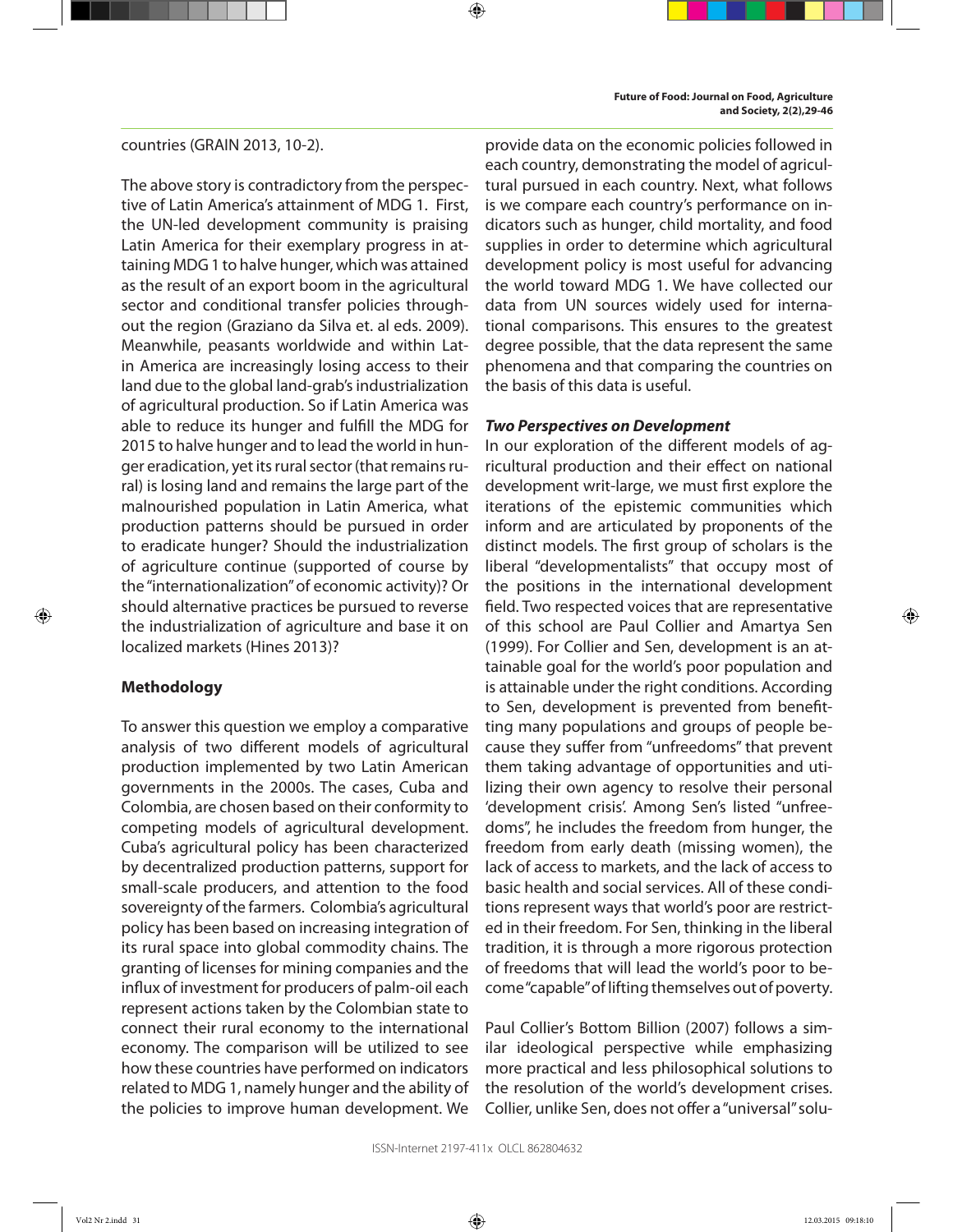countries (GRAIN 2013, 10-2).

The above story is contradictory from the perspective of Latin America's attainment of MDG 1. First, the UN-led development community is praising Latin America for their exemplary progress in attaining MDG 1 to halve hunger, which was attained as the result of an export boom in the agricultural sector and conditional transfer policies throughout the region (Graziano da Silva et. al eds. 2009). Meanwhile, peasants worldwide and within Latin America are increasingly losing access to their land due to the global land-grab's industrialization of agricultural production. So if Latin America was able to reduce its hunger and fulfill the MDG for 2015 to halve hunger and to lead the world in hunger eradication, yet its rural sector (that remains rural) is losing land and remains the large part of the malnourished population in Latin America, what production patterns should be pursued in order to eradicate hunger? Should the industrialization of agriculture continue (supported of course by the "internationalization" of economic activity)? Or should alternative practices be pursued to reverse the industrialization of agriculture and base it on localized markets (Hines 2013)?

## Methodology

To answer this question we employ a comparative analysis of two different models of agricultural production implemented by two Latin American governments in the 2000s. The cases, Cuba and Colombia, are chosen based on their conformity to competing models of agricultural development. Cuba's agricultural policy has been characterized by decentralized production patterns, support for small-scale producers, and attention to the food sovereignty of the farmers. Colombia's agricultural policy has been based on increasing integration of its rural space into global commodity chains. The granting of licenses for mining companies and the influx of investment for producers of palm-oil each represent actions taken by the Colombian state to connect their rural economy to the international economy. The comparison will be utilized to see how these countries have performed on indicators related to MDG 1, namely hunger and the ability of the policies to improve human development. We provide data on the economic policies followed in each country, demonstrating the model of agricultural pursued in each country. Next, what follows is we compare each country's performance on indicators such as hunger, child mortality, and food supplies in order to determine which agricultural development policy is most useful for advancing the world toward MDG 1. We have collected our data from UN sources widely used for international comparisons. This ensures to the greatest degree possible, that the data represent the same phenomena and that comparing the countries on the basis of this data is useful.

### *Two Perspectives on Development*

In our exploration of the different models of agricultural production and their effect on national development writ-large, we must first explore the iterations of the epistemic communities which inform and are articulated by proponents of the distinct models. The first group of scholars is the liberal "developmentalists" that occupy most of the positions in the international development field. Two respected voices that are representative of this school are Paul Collier and Amartya Sen (1999). For Collier and Sen, development is an attainable goal for the world's poor population and is attainable under the right conditions. According to Sen, development is prevented from benefitting many populations and groups of people because they suffer from "unfreedoms" that prevent them taking advantage of opportunities and utilizing their own agency to resolve their personal 'development crisis'. Among Sen's listed "unfreedoms", he includes the freedom from hunger, the freedom from early death (missing women), the lack of access to markets, and the lack of access to basic health and social services. All of these conditions represent ways that world's poor are restricted in their freedom. For Sen, thinking in the liberal tradition, it is through a more rigorous protection of freedoms that will lead the world's poor to become "capable" of lifting themselves out of poverty.

Paul Collier's Bottom Billion (2007) follows a similar ideological perspective while emphasizing more practical and less philosophical solutions to the resolution of the world's development crises. Collier, unlike Sen, does not offer a "universal" solu-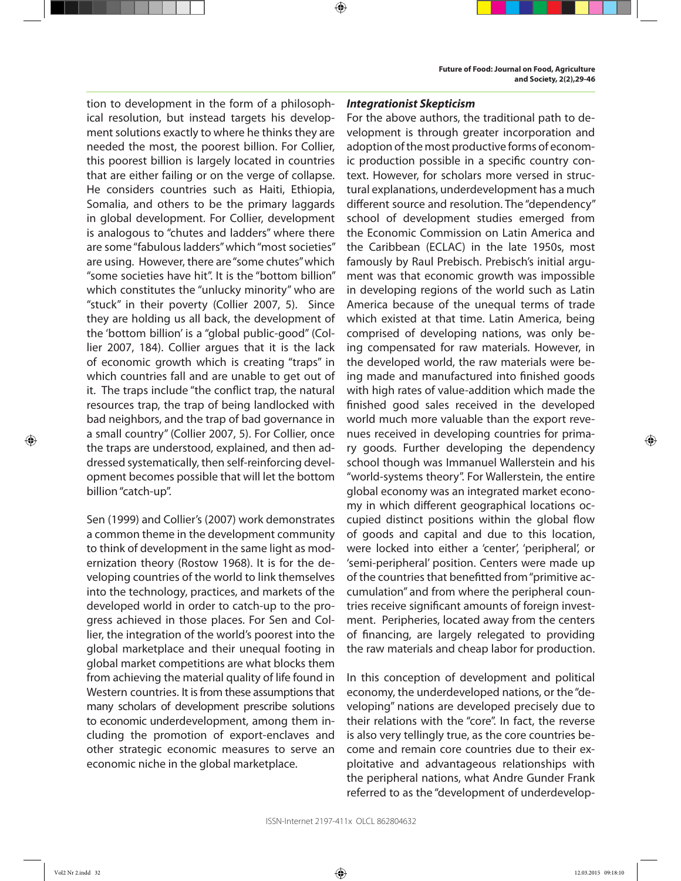tion to development in the form of a philosophical resolution, but instead targets his development solutions exactly to where he thinks they are needed the most, the poorest billion. For Collier, this poorest billion is largely located in countries that are either failing or on the verge of collapse. He considers countries such as Haiti, Ethiopia, Somalia, and others to be the primary laggards in global development. For Collier, development is analogous to "chutes and ladders" where there are some "fabulous ladders" which "most societies" are using. However, there are "some chutes" which "some societies have hit". It is the "bottom billion" which constitutes the "unlucky minority" who are "stuck" in their poverty (Collier 2007, 5). Since they are holding us all back, the development of the 'bottom billion' is a "global public-good" (Collier 2007, 184). Collier argues that it is the lack of economic growth which is creating "traps" in which countries fall and are unable to get out of it. The traps include "the conflict trap, the natural resources trap, the trap of being landlocked with bad neighbors, and the trap of bad governance in a small country" (Collier 2007, 5). For Collier, once the traps are understood, explained, and then addressed systematically, then self-reinforcing development becomes possible that will let the bottom billion "catch-up".

Sen (1999) and Collier's (2007) work demonstrates a common theme in the development community to think of development in the same light as modernization theory (Rostow 1968). It is for the developing countries of the world to link themselves into the technology, practices, and markets of the developed world in order to catch-up to the progress achieved in those places. For Sen and Collier, the integration of the world's poorest into the global marketplace and their unequal footing in global market competitions are what blocks them from achieving the material quality of life found in Western countries. It is from these assumptions that many scholars of development prescribe solutions to economic underdevelopment, among them including the promotion of export-enclaves and other strategic economic measures to serve an economic niche in the global marketplace.

### *Integrationist Skepticism*

For the above authors, the traditional path to development is through greater incorporation and adoption of the most productive forms of economic production possible in a specific country context. However, for scholars more versed in structural explanations, underdevelopment has a much different source and resolution. The "dependency" school of development studies emerged from the Economic Commission on Latin America and the Caribbean (ECLAC) in the late 1950s, most famously by Raul Prebisch. Prebisch's initial argument was that economic growth was impossible in developing regions of the world such as Latin America because of the unequal terms of trade which existed at that time. Latin America, being comprised of developing nations, was only being compensated for raw materials. However, in the developed world, the raw materials were being made and manufactured into finished goods with high rates of value-addition which made the finished good sales received in the developed world much more valuable than the export revenues received in developing countries for primary goods. Further developing the dependency school though was Immanuel Wallerstein and his "world-systems theory". For Wallerstein, the entire global economy was an integrated market economy in which different geographical locations occupied distinct positions within the global flow of goods and capital and due to this location, were locked into either a 'center', 'peripheral', or 'semi-peripheral' position. Centers were made up of the countries that benefitted from "primitive accumulation" and from where the peripheral countries receive significant amounts of foreign investment. Peripheries, located away from the centers of financing, are largely relegated to providing the raw materials and cheap labor for production.

In this conception of development and political economy, the underdeveloped nations, or the "developing" nations are developed precisely due to their relations with the "core". In fact, the reverse is also very tellingly true, as the core countries become and remain core countries due to their exploitative and advantageous relationships with the peripheral nations, what Andre Gunder Frank referred to as the "development of underdevelop-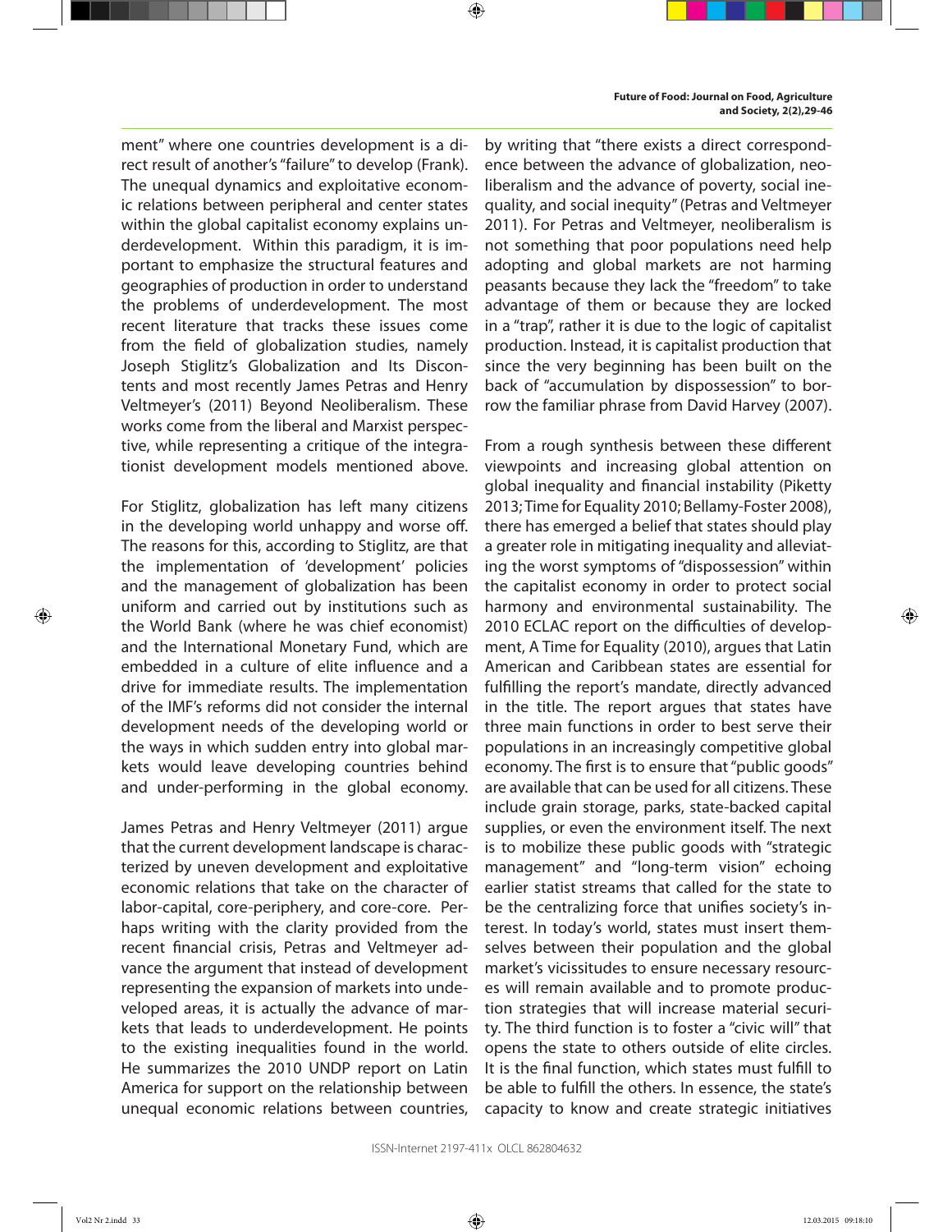ment" where one countries development is a direct result of another's "failure" to develop (Frank). The unequal dynamics and exploitative economic relations between peripheral and center states within the global capitalist economy explains underdevelopment. Within this paradigm, it is important to emphasize the structural features and geographies of production in order to understand the problems of underdevelopment. The most recent literature that tracks these issues come from the field of globalization studies, namely Joseph Stiglitz's Globalization and Its Discontents and most recently James Petras and Henry Veltmeyer's (2011) Beyond Neoliberalism. These works come from the liberal and Marxist perspective, while representing a critique of the integrationist development models mentioned above.

For Stiglitz, globalization has left many citizens in the developing world unhappy and worse off. The reasons for this, according to Stiglitz, are that the implementation of 'development' policies and the management of globalization has been uniform and carried out by institutions such as the World Bank (where he was chief economist) and the International Monetary Fund, which are embedded in a culture of elite influence and a drive for immediate results. The implementation of the IMF's reforms did not consider the internal development needs of the developing world or the ways in which sudden entry into global markets would leave developing countries behind and under-performing in the global economy.

James Petras and Henry Veltmeyer (2011) argue that the current development landscape is characterized by uneven development and exploitative economic relations that take on the character of labor-capital, core-periphery, and core-core. Perhaps writing with the clarity provided from the recent financial crisis, Petras and Veltmeyer advance the argument that instead of development representing the expansion of markets into undeveloped areas, it is actually the advance of markets that leads to underdevelopment. He points to the existing inequalities found in the world. He summarizes the 2010 UNDP report on Latin America for support on the relationship between unequal economic relations between countries, by writing that "there exists a direct correspondence between the advance of globalization, neoliberalism and the advance of poverty, social inequality, and social inequity" (Petras and Veltmeyer 2011). For Petras and Veltmeyer, neoliberalism is not something that poor populations need help adopting and global markets are not harming peasants because they lack the "freedom" to take advantage of them or because they are locked in a "trap", rather it is due to the logic of capitalist production. Instead, it is capitalist production that since the very beginning has been built on the back of "accumulation by dispossession" to borrow the familiar phrase from David Harvey (2007).

From a rough synthesis between these different viewpoints and increasing global attention on global inequality and financial instability (Piketty 2013; Time for Equality 2010; Bellamy-Foster 2008), there has emerged a belief that states should play a greater role in mitigating inequality and alleviating the worst symptoms of "dispossession" within the capitalist economy in order to protect social harmony and environmental sustainability. The 2010 ECLAC report on the difficulties of development, A Time for Equality (2010), argues that Latin American and Caribbean states are essential for fulfilling the report's mandate, directly advanced in the title. The report argues that states have three main functions in order to best serve their populations in an increasingly competitive global economy. The first is to ensure that "public goods" are available that can be used for all citizens. These include grain storage, parks, state-backed capital supplies, or even the environment itself. The next is to mobilize these public goods with "strategic management" and "long-term vision" echoing earlier statist streams that called for the state to be the centralizing force that unifies society's interest. In today's world, states must insert themselves between their population and the global market's vicissitudes to ensure necessary resources will remain available and to promote production strategies that will increase material security. The third function is to foster a "civic will" that opens the state to others outside of elite circles. It is the final function, which states must fulfill to be able to fulfill the others. In essence, the state's capacity to know and create strategic initiatives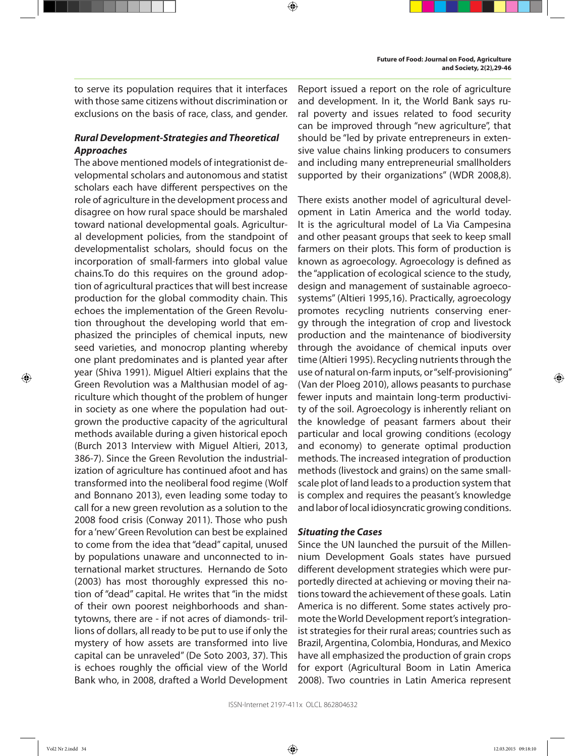to serve its population requires that it interfaces with those same citizens without discrimination or exclusions on the basis of race, class, and gender.

### *Rural Development-Strategies and Theoretical Approaches*

The above mentioned models of integrationist developmental scholars and autonomous and statist scholars each have different perspectives on the role of agriculture in the development process and disagree on how rural space should be marshaled toward national developmental goals. Agricultural development policies, from the standpoint of developmentalist scholars, should focus on the incorporation of small-farmers into global value chains.To do this requires on the ground adoption of agricultural practices that will best increase production for the global commodity chain. This echoes the implementation of the Green Revolution throughout the developing world that emphasized the principles of chemical inputs, new seed varieties, and monocrop planting whereby one plant predominates and is planted year after year (Shiva 1991). Miguel Altieri explains that the Green Revolution was a Malthusian model of agriculture which thought of the problem of hunger in society as one where the population had outgrown the productive capacity of the agricultural methods available during a given historical epoch (Burch 2013 Interview with Miguel Altieri, 2013, 386-7). Since the Green Revolution the industrialization of agriculture has continued afoot and has transformed into the neoliberal food regime (Wolf and Bonnano 2013), even leading some today to call for a new green revolution as a solution to the 2008 food crisis (Conway 2011). Those who push for a 'new' Green Revolution can best be explained to come from the idea that "dead" capital, unused by populations unaware and unconnected to international market structures. Hernando de Soto (2003) has most thoroughly expressed this notion of "dead" capital. He writes that "in the midst of their own poorest neighborhoods and shantytowns, there are - if not acres of diamonds- trillions of dollars, all ready to be put to use if only the mystery of how assets are transformed into live capital can be unraveled" (De Soto 2003, 37). This is echoes roughly the official view of the World Bank who, in 2008, drafted a World Development Report issued a report on the role of agriculture and development. In it, the World Bank says rural poverty and issues related to food security can be improved through "new agriculture", that should be "led by private entrepreneurs in extensive value chains linking producers to consumers and including many entrepreneurial smallholders supported by their organizations" (WDR 2008,8).

There exists another model of agricultural development in Latin America and the world today. It is the agricultural model of La Via Campesina and other peasant groups that seek to keep small farmers on their plots. This form of production is known as agroecology. Agroecology is defined as the "application of ecological science to the study, design and management of sustainable agroecosystems" (Altieri 1995,16). Practically, agroecology promotes recycling nutrients conserving energy through the integration of crop and livestock production and the maintenance of biodiversity through the avoidance of chemical inputs over time (Altieri 1995). Recycling nutrients through the use of natural on-farm inputs, or "self-provisioning" (Van der Ploeg 2010), allows peasants to purchase fewer inputs and maintain long-term productivity of the soil. Agroecology is inherently reliant on the knowledge of peasant farmers about their particular and local growing conditions (ecology and economy) to generate optimal production methods. The increased integration of production methods (livestock and grains) on the same small-scale plot of land leads to a production system that is complex and requires the peasant's knowledge and labor of local idiosyncratic growing conditions.

### *Situating the Cases*

Since the UN launched the pursuit of the Millennium Development Goals states have pursued different development strategies which were purportedly directed at achieving or moving their nations toward the achievement of these goals. Latin America is no different. Some states actively promote the World Development report's integrationist strategies for their rural areas; countries such as Brazil, Argentina, Colombia, Honduras, and Mexico have all emphasized the production of grain crops for export (Agricultural Boom in Latin America 2008). Two countries in Latin America represent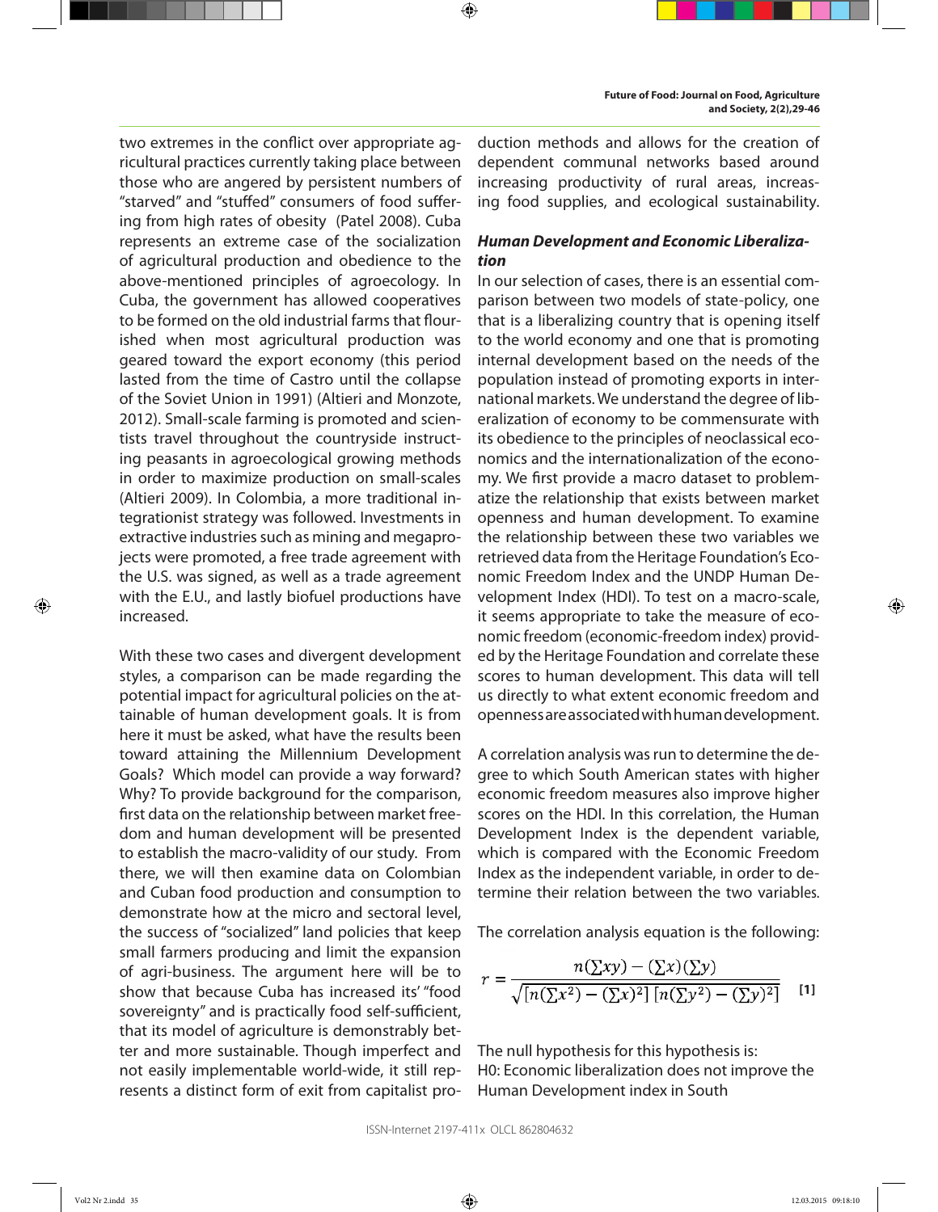two extremes in the conflict over appropriate agricultural practices currently taking place between those who are angered by persistent numbers of "starved" and "stuffed" consumers of food suffering from high rates of obesity (Patel 2008). Cuba represents an extreme case of the socialization of agricultural production and obedience to the above-mentioned principles of agroecology. In Cuba, the government has allowed cooperatives to be formed on the old industrial farms that flourished when most agricultural production was geared toward the export economy (this period lasted from the time of Castro until the collapse of the Soviet Union in 1991) (Altieri and Monzote, 2012). Small-scale farming is promoted and scientists travel throughout the countryside instructing peasants in agroecological growing methods in order to maximize production on small-scales (Altieri 2009). In Colombia, a more traditional integrationist strategy was followed. Investments in extractive industries such as mining and megaprojects were promoted, a free trade agreement with the U.S. was signed, as well as a trade agreement with the E.U., and lastly biofuel productions have increased.

With these two cases and divergent development styles, a comparison can be made regarding the potential impact for agricultural policies on the attainable of human development goals. It is from here it must be asked, what have the results been toward attaining the Millennium Development Goals? Which model can provide a way forward? Why? To provide background for the comparison, first data on the relationship between market freedom and human development will be presented to establish the macro-validity of our study. From there, we will then examine data on Colombian and Cuban food production and consumption to demonstrate how at the micro and sectoral level, the success of "socialized" land policies that keep small farmers producing and limit the expansion of agri-business. The argument here will be to show that because Cuba has increased its' "food sovereignty" and is practically food self-sufficient, that its model of agriculture is demonstrably better and more sustainable. Though imperfect and not easily implementable world-wide, it still represents a distinct form of exit from capitalist production methods and allows for the creation of dependent communal networks based around increasing productivity of rural areas, increasing food supplies, and ecological sustainability.

### ***Human Development and Economic Liberalization***

In our selection of cases, there is an essential comparison between two models of state-policy, one that is a liberalizing country that is opening itself to the world economy and one that is promoting internal development based on the needs of the population instead of promoting exports in international markets. We understand the degree of liberalization of economy to be commensurate with its obedience to the principles of neoclassical economics and the internationalization of the economy. We first provide a macro dataset to problematize the relationship that exists between market openness and human development. To examine the relationship between these two variables we retrieved data from the Heritage Foundation's Economic Freedom Index and the UNDP Human Development Index (HDI). To test on a macro-scale, it seems appropriate to take the measure of economic freedom (economic-freedom index) provided by the Heritage Foundation and correlate these scores to human development. This data will tell us directly to what extent economic freedom and openness are associated with human development.

A correlation analysis was run to determine the degree to which South American states with higher economic freedom measures also improve higher scores on the HDI. In this correlation, the Human Development Index is the dependent variable, which is compared with the Economic Freedom Index as the independent variable, in order to determine their relation between the two variables.

The correlation analysis equation is the following:

$$r = \frac{n(\sum xy) - (\sum x)(\sum y)}{\sqrt{[n(\sum x^2) - (\sum x)^2]\,[n(\sum y^2) - (\sum y)^2]}} \quad [1]$$

The null hypothesis for this hypothesis is:
H0: Economic liberalization does not improve the Human Development index in South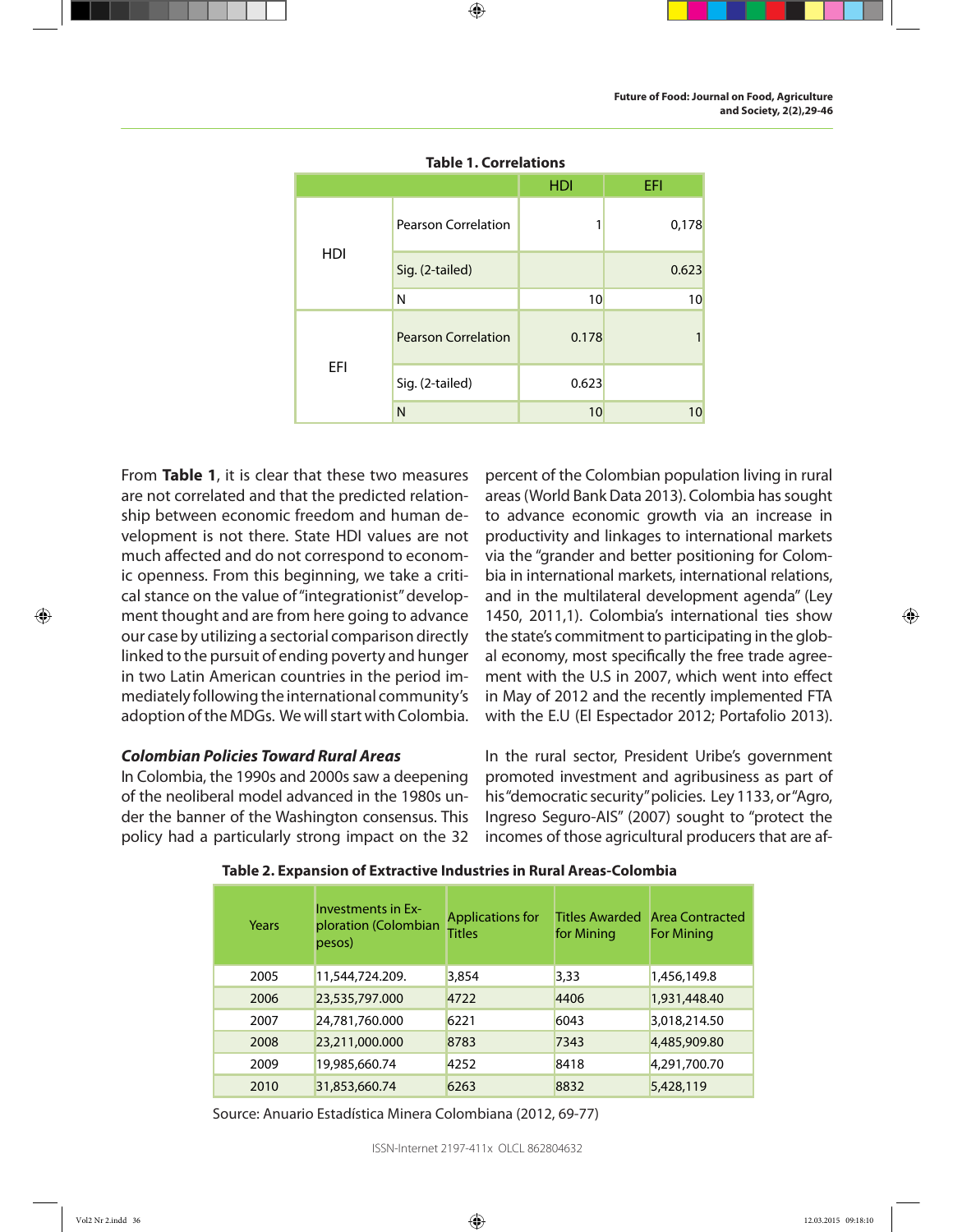**Table 1. Correlations**

| | | HDI | EFI |
|---|---|---|---|
| HDI | Pearson Correlation | 1 | 0,178 |
| | Sig. (2-tailed) | | 0.623 |
| | N | 10 | 10 |
| EFI | Pearson Correlation | 0.178 | 1 |
| | Sig. (2-tailed) | 0.623 | |
| | N | 10 | 10 |

From **Table 1**, it is clear that these two measures are not correlated and that the predicted relationship between economic freedom and human development is not there. State HDI values are not much affected and do not correspond to economic openness. From this beginning, we take a critical stance on the value of "integrationist" development thought and are from here going to advance our case by utilizing a sectorial comparison directly linked to the pursuit of ending poverty and hunger in two Latin American countries in the period immediately following the international community's adoption of the MDGs. We will start with Colombia.

### *Colombian Policies Toward Rural Areas*

In Colombia, the 1990s and 2000s saw a deepening of the neoliberal model advanced in the 1980s under the banner of the Washington consensus. This policy had a particularly strong impact on the 32 percent of the Colombian population living in rural areas (World Bank Data 2013). Colombia has sought to advance economic growth via an increase in productivity and linkages to international markets via the "grander and better positioning for Colombia in international markets, international relations, and in the multilateral development agenda" (Ley 1450, 2011,1). Colombia's international ties show the state's commitment to participating in the global economy, most specifically the free trade agreement with the U.S in 2007, which went into effect in May of 2012 and the recently implemented FTA with the E.U (El Espectador 2012; Portafolio 2013).

In the rural sector, President Uribe's government promoted investment and agribusiness as part of his "democratic security" policies. Ley 1133, or "Agro, Ingreso Seguro-AIS" (2007) sought to "protect the incomes of those agricultural producers that are af-

**Table 2. Expansion of Extractive Industries in Rural Areas-Colombia**

| Years | Investments in Exploration (Colombian pesos) | Applications for Titles | Titles Awarded for Mining | Area Contracted For Mining |
|---|---|---|---|---|
| 2005 | 11,544,724.209. | 3,854 | 3,33 | 1,456,149.8 |
| 2006 | 23,535,797.000 | 4722 | 4406 | 1,931,448.40 |
| 2007 | 24,781,760.000 | 6221 | 6043 | 3,018,214.50 |
| 2008 | 23,211,000.000 | 8783 | 7343 | 4,485,909.80 |
| 2009 | 19,985,660.74 | 4252 | 8418 | 4,291,700.70 |
| 2010 | 31,853,660.74 | 6263 | 8832 | 5,428,119 |

Source: Anuario Estadística Minera Colombiana (2012, 69-77)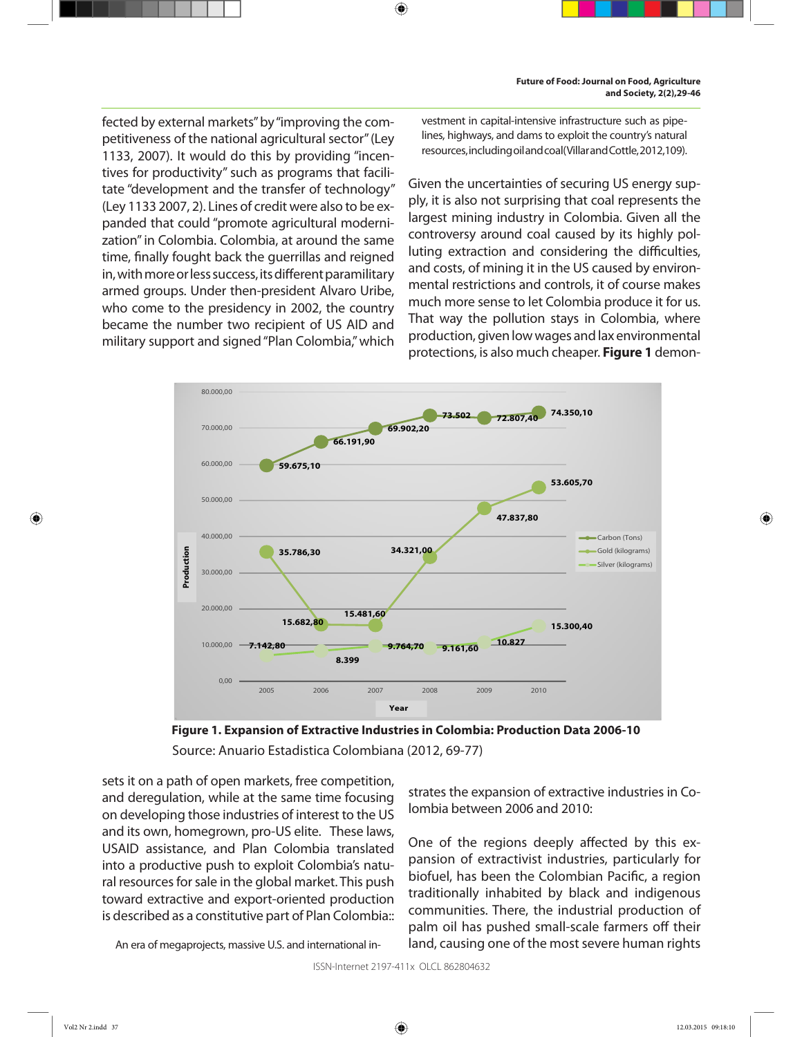fected by external markets" by "improving the competitiveness of the national agricultural sector" (Ley 1133, 2007). It would do this by providing "incentives for productivity" such as programs that facilitate "development and the transfer of technology" (Ley 1133 2007, 2). Lines of credit were also to be expanded that could "promote agricultural modernization" in Colombia. Colombia, at around the same time, finally fought back the guerrillas and reigned in, with more or less success, its different paramilitary armed groups. Under then-president Alvaro Uribe, who come to the presidency in 2002, the country became the number two recipient of US AID and military support and signed "Plan Colombia," which sets it on a path of open markets, free competition, and deregulation, while at the same time focusing on developing those industries of interest to the US and its own, homegrown, pro-US elite. These laws, USAID assistance, and Plan Colombia translated into a productive push to exploit Colombia's natural resources for sale in the global market. This push toward extractive and export-oriented production is described as a constitutive part of Plan Colombia::

> An era of megaprojects, massive U.S. and international investment in capital-intensive infrastructure such as pipelines, highways, and dams to exploit the country's natural resources, including oil and coal (Villar and Cottle, 2012, 109).

Given the uncertainties of securing US energy supply, it is also not surprising that coal represents the largest mining industry in Colombia. Given all the controversy around coal caused by its highly polluting extraction and considering the difficulties, and costs, of mining it in the US caused by environmental restrictions and controls, it of course makes much more sense to let Colombia produce it for us. That way the pollution stays in Colombia, where production, given low wages and lax environmental protections, is also much cheaper. **Figure 1** demonstrates the expansion of extractive industries in Colombia between 2006 and 2010:

| Year | Carbon (Tons) | Gold (kilograms) | Silver (kilograms) |
|---|---|---|---|
| 2005 | 59.675,10 | 35.786,30 | 7.142,80 |
| 2006 | 66.191,90 | 15.682,80 | 8.399 |
| 2007 | 69.902,20 | 15.481,60 | 9.764,70 |
| 2008 | 73.502 | 34.321,00 | 9.161,60 |
| 2009 | 72.807,40 | 47.837,80 | 10.827 |
| 2010 | 74.350,10 | 53.605,70 | 15.300,40 |

**Figure 1. Expansion of Extractive Industries in Colombia: Production Data 2006-10**

Source: Anuario Estadistica Colombiana (2012, 69-77)

One of the regions deeply affected by this expansion of extractivist industries, particularly for biofuel, has been the Colombian Pacific, a region traditionally inhabited by black and indigenous communities. There, the industrial production of palm oil has pushed small-scale farmers off their land, causing one of the most severe human rights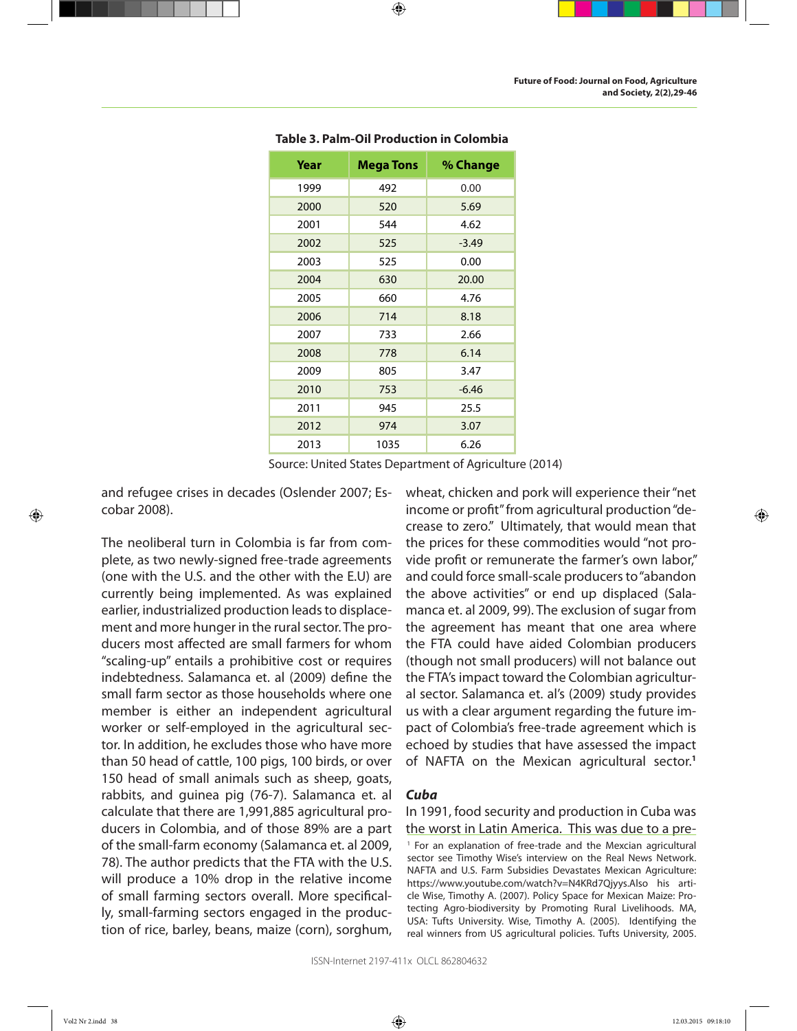**Table 3. Palm-Oil Production in Colombia**

| Year | Mega Tons | % Change |
|---|---|---|
| 1999 | 492 | 0.00 |
| 2000 | 520 | 5.69 |
| 2001 | 544 | 4.62 |
| 2002 | 525 | -3.49 |
| 2003 | 525 | 0.00 |
| 2004 | 630 | 20.00 |
| 2005 | 660 | 4.76 |
| 2006 | 714 | 8.18 |
| 2007 | 733 | 2.66 |
| 2008 | 778 | 6.14 |
| 2009 | 805 | 3.47 |
| 2010 | 753 | -6.46 |
| 2011 | 945 | 25.5 |
| 2012 | 974 | 3.07 |
| 2013 | 1035 | 6.26 |

Source: United States Department of Agriculture (2014)

and refugee crises in decades (Oslender 2007; Escobar 2008).

The neoliberal turn in Colombia is far from complete, as two newly-signed free-trade agreements (one with the U.S. and the other with the E.U) are currently being implemented. As was explained earlier, industrialized production leads to displacement and more hunger in the rural sector. The producers most affected are small farmers for whom "scaling-up" entails a prohibitive cost or requires indebtedness. Salamanca et. al (2009) define the small farm sector as those households where one member is either an independent agricultural worker or self-employed in the agricultural sector. In addition, he excludes those who have more than 50 head of cattle, 100 pigs, 100 birds, or over 150 head of small animals such as sheep, goats, rabbits, and guinea pig (76-7). Salamanca et. al calculate that there are 1,991,885 agricultural producers in Colombia, and of those 89% are a part of the small-farm economy (Salamanca et. al 2009, 78). The author predicts that the FTA with the U.S. will produce a 10% drop in the relative income of small farming sectors overall. More specifically, small-farming sectors engaged in the production of rice, barley, beans, maize (corn), sorghum, wheat, chicken and pork will experience their "net income or profit" from agricultural production "decrease to zero." Ultimately, that would mean that the prices for these commodities would "not provide profit or remunerate the farmer's own labor," and could force small-scale producers to "abandon the above activities" or end up displaced (Salamanca et. al 2009, 99). The exclusion of sugar from the agreement has meant that one area where the FTA could have aided Colombian producers (though not small producers) will not balance out the FTA's impact toward the Colombian agricultural sector. Salamanca et. al's (2009) study provides us with a clear argument regarding the future impact of Colombia's free-trade agreement which is echoed by studies that have assessed the impact of NAFTA on the Mexican agricultural sector.[1]

### *Cuba*

In 1991, food security and production in Cuba was the worst in Latin America. This was due to a pre-

[1] For an explanation of free-trade and the Mexcian agricultural sector see Timothy Wise's interview on the Real News Network. NAFTA and U.S. Farm Subsidies Devastates Mexican Agriculture: https://www.youtube.com/watch?v=N4KRd7Qjyys.Also his article Wise, Timothy A. (2007). Policy Space for Mexican Maize: Protecting Agro-biodiversity by Promoting Rural Livelihoods. MA, USA: Tufts University. Wise, Timothy A. (2005). Identifying the real winners from US agricultural policies. Tufts University, 2005.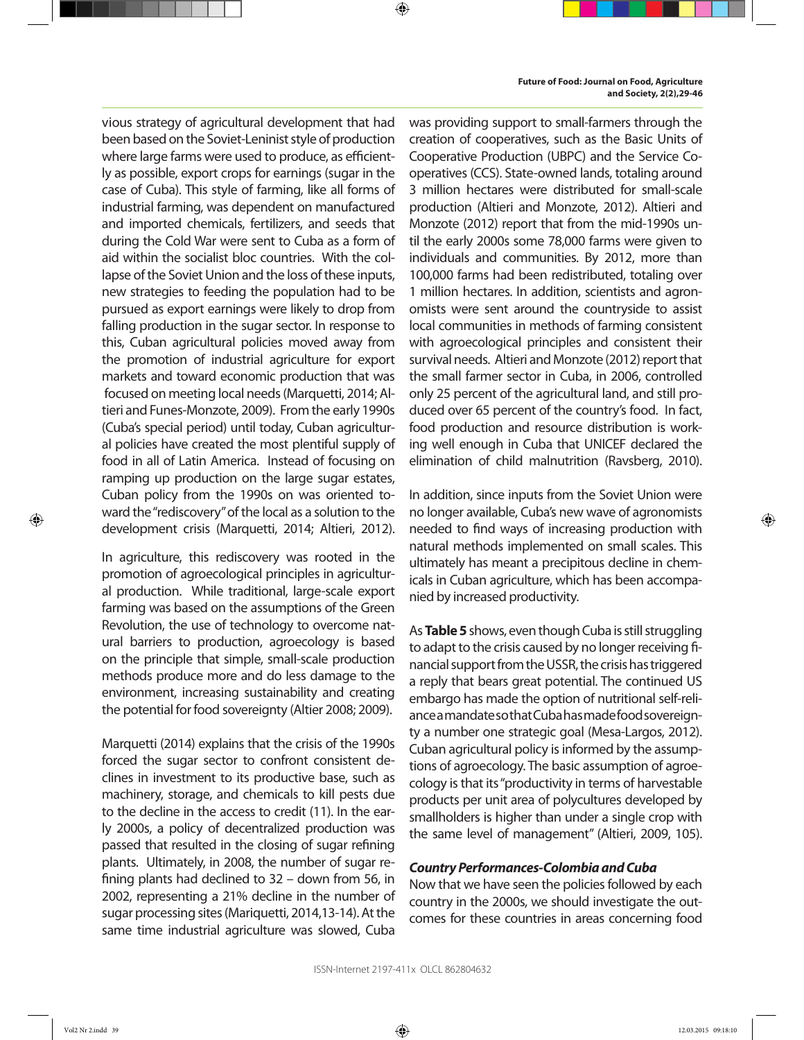vious strategy of agricultural development that had been based on the Soviet-Leninist style of production where large farms were used to produce, as efficiently as possible, export crops for earnings (sugar in the case of Cuba). This style of farming, like all forms of industrial farming, was dependent on manufactured and imported chemicals, fertilizers, and seeds that during the Cold War were sent to Cuba as a form of aid within the socialist bloc countries. With the collapse of the Soviet Union and the loss of these inputs, new strategies to feeding the population had to be pursued as export earnings were likely to drop from falling production in the sugar sector. In response to this, Cuban agricultural policies moved away from the promotion of industrial agriculture for export markets and toward economic production that was focused on meeting local needs (Marquetti, 2014; Altieri and Funes-Monzote, 2009). From the early 1990s (Cuba's special period) until today, Cuban agricultural policies have created the most plentiful supply of food in all of Latin America. Instead of focusing on ramping up production on the large sugar estates, Cuban policy from the 1990s on was oriented toward the "rediscovery" of the local as a solution to the development crisis (Marquetti, 2014; Altieri, 2012).

In agriculture, this rediscovery was rooted in the promotion of agroecological principles in agricultural production. While traditional, large-scale export farming was based on the assumptions of the Green Revolution, the use of technology to overcome natural barriers to production, agroecology is based on the principle that simple, small-scale production methods produce more and do less damage to the environment, increasing sustainability and creating the potential for food sovereignty (Altier 2008; 2009).

Marquetti (2014) explains that the crisis of the 1990s forced the sugar sector to confront consistent declines in investment to its productive base, such as machinery, storage, and chemicals to kill pests due to the decline in the access to credit (11). In the early 2000s, a policy of decentralized production was passed that resulted in the closing of sugar refining plants. Ultimately, in 2008, the number of sugar refining plants had declined to 32 – down from 56, in 2002, representing a 21% decline in the number of sugar processing sites (Mariquetti, 2014,13-14). At the same time industrial agriculture was slowed, Cuba was providing support to small-farmers through the creation of cooperatives, such as the Basic Units of Cooperative Production (UBPC) and the Service Cooperatives (CCS). State-owned lands, totaling around 3 million hectares were distributed for small-scale production (Altieri and Monzote, 2012). Altieri and Monzote (2012) report that from the mid-1990s until the early 2000s some 78,000 farms were given to individuals and communities. By 2012, more than 100,000 farms had been redistributed, totaling over 1 million hectares. In addition, scientists and agronomists were sent around the countryside to assist local communities in methods of farming consistent with agroecological principles and consistent their survival needs. Altieri and Monzote (2012) report that the small farmer sector in Cuba, in 2006, controlled only 25 percent of the agricultural land, and still produced over 65 percent of the country's food. In fact, food production and resource distribution is working well enough in Cuba that UNICEF declared the elimination of child malnutrition (Ravsberg, 2010).

In addition, since inputs from the Soviet Union were no longer available, Cuba's new wave of agronomists needed to find ways of increasing production with natural methods implemented on small scales. This ultimately has meant a precipitous decline in chemicals in Cuban agriculture, which has been accompanied by increased productivity.

As **Table 5** shows, even though Cuba is still struggling to adapt to the crisis caused by no longer receiving financial support from the USSR, the crisis has triggered a reply that bears great potential. The continued US embargo has made the option of nutritional self-reliance a mandate so that Cuba has made food sovereignty a number one strategic goal (Mesa-Largos, 2012). Cuban agricultural policy is informed by the assumptions of agroecology. The basic assumption of agroecology is that its "productivity in terms of harvestable products per unit area of polycultures developed by smallholders is higher than under a single crop with the same level of management" (Altieri, 2009, 105).

### *Country Performances-Colombia and Cuba*

Now that we have seen the policies followed by each country in the 2000s, we should investigate the outcomes for these countries in areas concerning food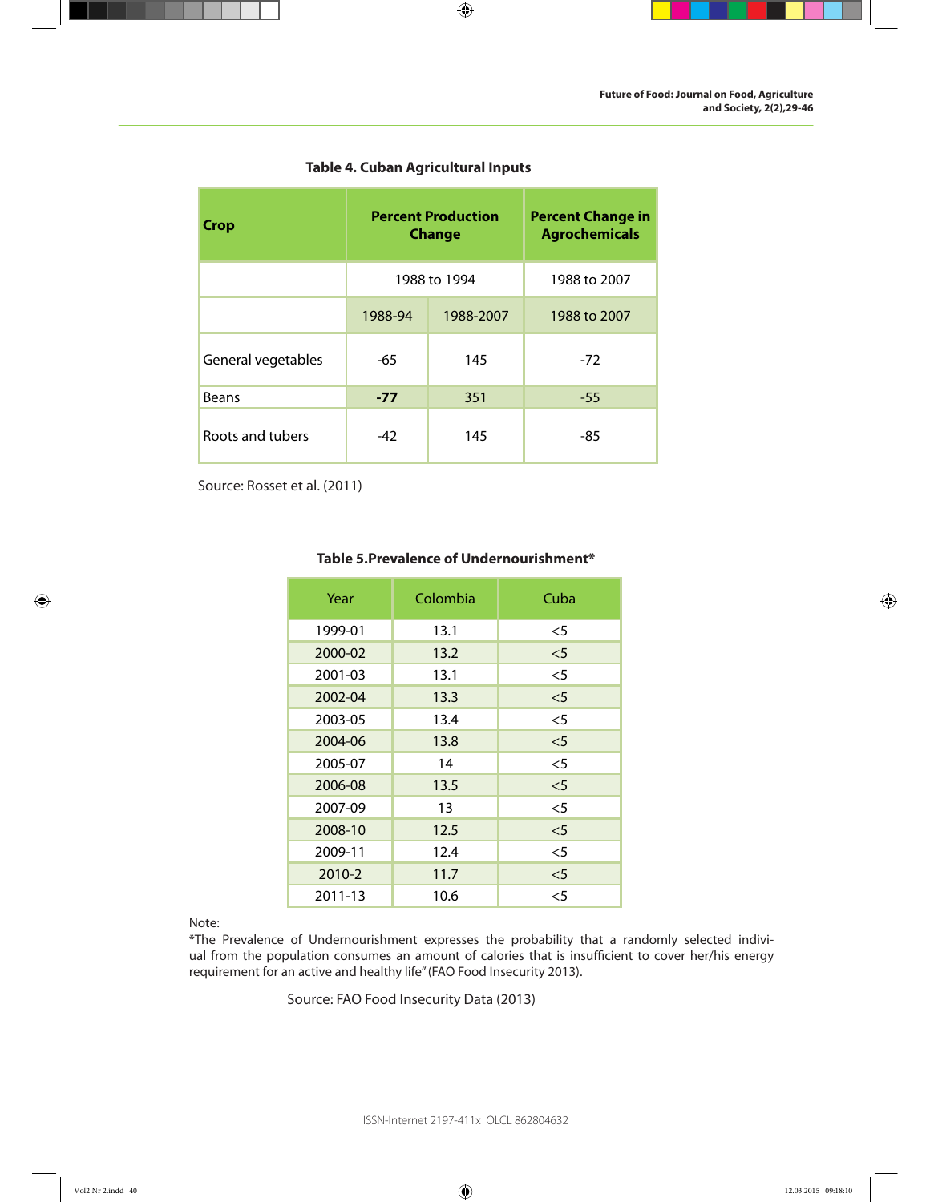**Table 4. Cuban Agricultural Inputs**

| Crop | Percent Production Change | | Percent Change in Agrochemicals |
|---|---|---|---|
| | 1988 to 1994 | | 1988 to 2007 |
| | 1988-94 | 1988-2007 | 1988 to 2007 |
| General vegetables | -65 | 145 | -72 |
| Beans | **-77** | 351 | -55 |
| Roots and tubers | -42 | 145 | -85 |

Source: Rosset et al. (2011)

**Table 5.Prevalence of Undernourishment***

| Year | Colombia | Cuba |
|---|---|---|
| 1999-01 | 13.1 | <5 |
| 2000-02 | 13.2 | <5 |
| 2001-03 | 13.1 | <5 |
| 2002-04 | 13.3 | <5 |
| 2003-05 | 13.4 | <5 |
| 2004-06 | 13.8 | <5 |
| 2005-07 | 14 | <5 |
| 2006-08 | 13.5 | <5 |
| 2007-09 | 13 | <5 |
| 2008-10 | 12.5 | <5 |
| 2009-11 | 12.4 | <5 |
| 2010-2 | 11.7 | <5 |
| 2011-13 | 10.6 | <5 |

Note:
*The Prevalence of Undernourishment expresses the probability that a randomly selected indiviual from the population consumes an amount of calories that is insufficient to cover her/his energy requirement for an active and healthy life" (FAO Food Insecurity 2013).

Source: FAO Food Insecurity Data (2013)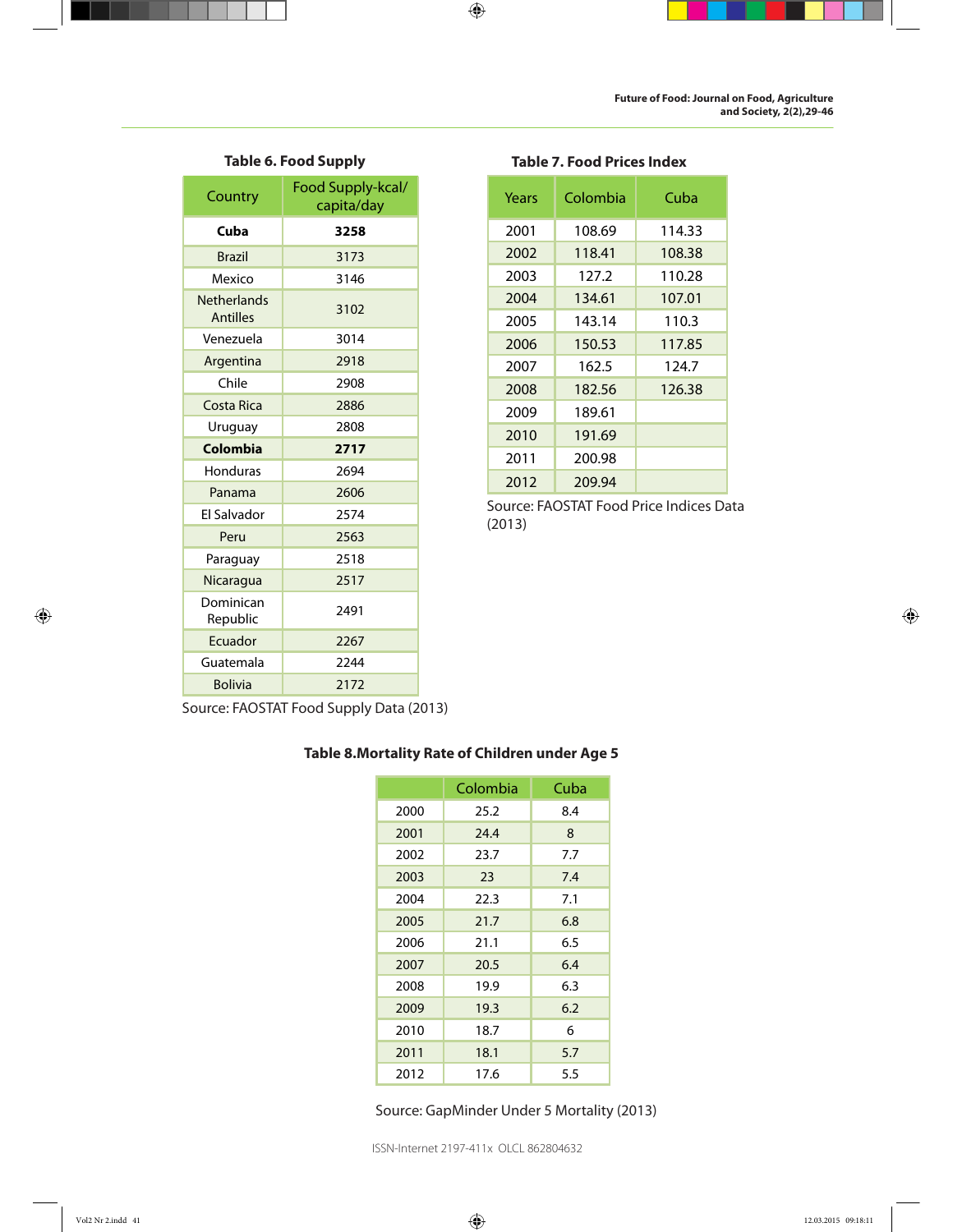**Table 6. Food Supply**

| Country | Food Supply-kcal/ capita/day |
|---|---|
| **Cuba** | **3258** |
| Brazil | 3173 |
| Mexico | 3146 |
| Netherlands Antilles | 3102 |
| Venezuela | 3014 |
| Argentina | 2918 |
| Chile | 2908 |
| Costa Rica | 2886 |
| Uruguay | 2808 |
| **Colombia** | **2717** |
| Honduras | 2694 |
| Panama | 2606 |
| El Salvador | 2574 |
| Peru | 2563 |
| Paraguay | 2518 |
| Nicaragua | 2517 |
| Dominican Republic | 2491 |
| Ecuador | 2267 |
| Guatemala | 2244 |
| Bolivia | 2172 |

Source: FAOSTAT Food Supply Data (2013)

**Table 7. Food Prices Index**

| Years | Colombia | Cuba |
|---|---|---|
| 2001 | 108.69 | 114.33 |
| 2002 | 118.41 | 108.38 |
| 2003 | 127.2 | 110.28 |
| 2004 | 134.61 | 107.01 |
| 2005 | 143.14 | 110.3 |
| 2006 | 150.53 | 117.85 |
| 2007 | 162.5 | 124.7 |
| 2008 | 182.56 | 126.38 |
| 2009 | 189.61 | |
| 2010 | 191.69 | |
| 2011 | 200.98 | |
| 2012 | 209.94 | |

Source: FAOSTAT Food Price Indices Data (2013)

**Table 8.Mortality Rate of Children under Age 5**

| | Colombia | Cuba |
|---|---|---|
| 2000 | 25.2 | 8.4 |
| 2001 | 24.4 | 8 |
| 2002 | 23.7 | 7.7 |
| 2003 | 23 | 7.4 |
| 2004 | 22.3 | 7.1 |
| 2005 | 21.7 | 6.8 |
| 2006 | 21.1 | 6.5 |
| 2007 | 20.5 | 6.4 |
| 2008 | 19.9 | 6.3 |
| 2009 | 19.3 | 6.2 |
| 2010 | 18.7 | 6 |
| 2011 | 18.1 | 5.7 |
| 2012 | 17.6 | 5.5 |

Source: GapMinder Under 5 Mortality (2013)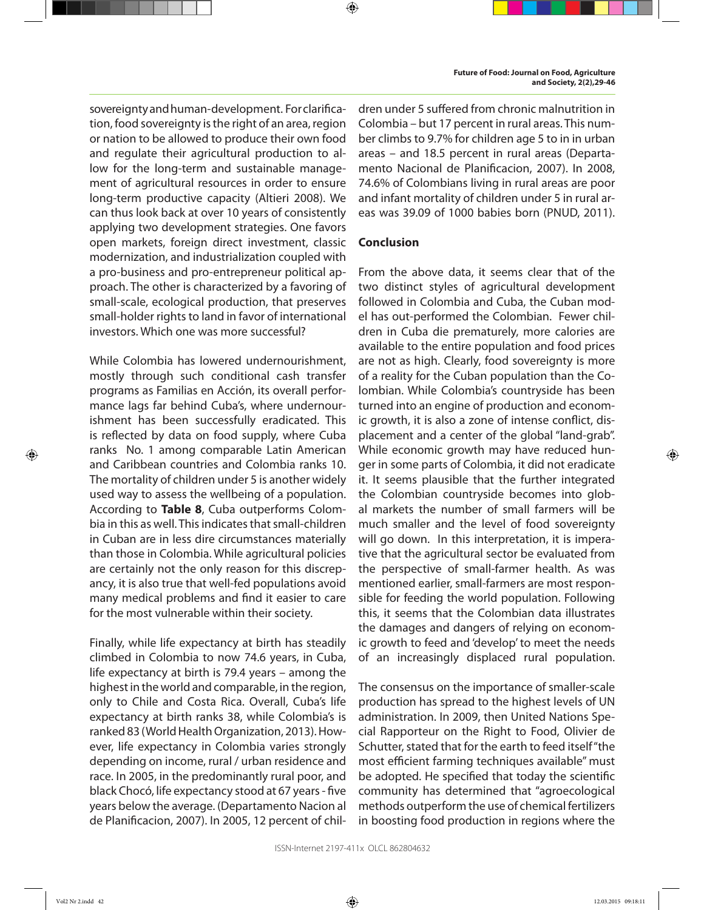sovereignty and human-development. For clarification, food sovereignty is the right of an area, region or nation to be allowed to produce their own food and regulate their agricultural production to allow for the long-term and sustainable management of agricultural resources in order to ensure long-term productive capacity (Altieri 2008). We can thus look back at over 10 years of consistently applying two development strategies. One favors open markets, foreign direct investment, classic modernization, and industrialization coupled with a pro-business and pro-entrepreneur political approach. The other is characterized by a favoring of small-scale, ecological production, that preserves small-holder rights to land in favor of international investors. Which one was more successful?

While Colombia has lowered undernourishment, mostly through such conditional cash transfer programs as Familias en Acción, its overall performance lags far behind Cuba's, where undernourishment has been successfully eradicated. This is reflected by data on food supply, where Cuba ranks No. 1 among comparable Latin American and Caribbean countries and Colombia ranks 10. The mortality of children under 5 is another widely used way to assess the wellbeing of a population. According to **Table 8**, Cuba outperforms Colombia in this as well. This indicates that small-children in Cuban are in less dire circumstances materially than those in Colombia. While agricultural policies are certainly not the only reason for this discrepancy, it is also true that well-fed populations avoid many medical problems and find it easier to care for the most vulnerable within their society.

Finally, while life expectancy at birth has steadily climbed in Colombia to now 74.6 years, in Cuba, life expectancy at birth is 79.4 years – among the highest in the world and comparable, in the region, only to Chile and Costa Rica. Overall, Cuba's life expectancy at birth ranks 38, while Colombia's is ranked 83 (World Health Organization, 2013). However, life expectancy in Colombia varies strongly depending on income, rural / urban residence and race. In 2005, in the predominantly rural poor, and black Chocó, life expectancy stood at 67 years - five years below the average. (Departamento Nacion al de Planificacion, 2007). In 2005, 12 percent of children under 5 suffered from chronic malnutrition in Colombia – but 17 percent in rural areas. This number climbs to 9.7% for children age 5 to in in urban areas – and 18.5 percent in rural areas (Departamento Nacional de Planificacion, 2007). In 2008, 74.6% of Colombians living in rural areas are poor and infant mortality of children under 5 in rural areas was 39.09 of 1000 babies born (PNUD, 2011).

## Conclusion

From the above data, it seems clear that of the two distinct styles of agricultural development followed in Colombia and Cuba, the Cuban model has out-performed the Colombian. Fewer children in Cuba die prematurely, more calories are available to the entire population and food prices are not as high. Clearly, food sovereignty is more of a reality for the Cuban population than the Colombian. While Colombia's countryside has been turned into an engine of production and economic growth, it is also a zone of intense conflict, displacement and a center of the global "land-grab". While economic growth may have reduced hunger in some parts of Colombia, it did not eradicate it. It seems plausible that the further integrated the Colombian countryside becomes into global markets the number of small farmers will be much smaller and the level of food sovereignty will go down. In this interpretation, it is imperative that the agricultural sector be evaluated from the perspective of small-farmer health. As was mentioned earlier, small-farmers are most responsible for feeding the world population. Following this, it seems that the Colombian data illustrates the damages and dangers of relying on economic growth to feed and 'develop' to meet the needs of an increasingly displaced rural population.

The consensus on the importance of smaller-scale production has spread to the highest levels of UN administration. In 2009, then United Nations Special Rapporteur on the Right to Food, Olivier de Schutter, stated that for the earth to feed itself "the most efficient farming techniques available" must be adopted. He specified that today the scientific community has determined that "agroecological methods outperform the use of chemical fertilizers in boosting food production in regions where the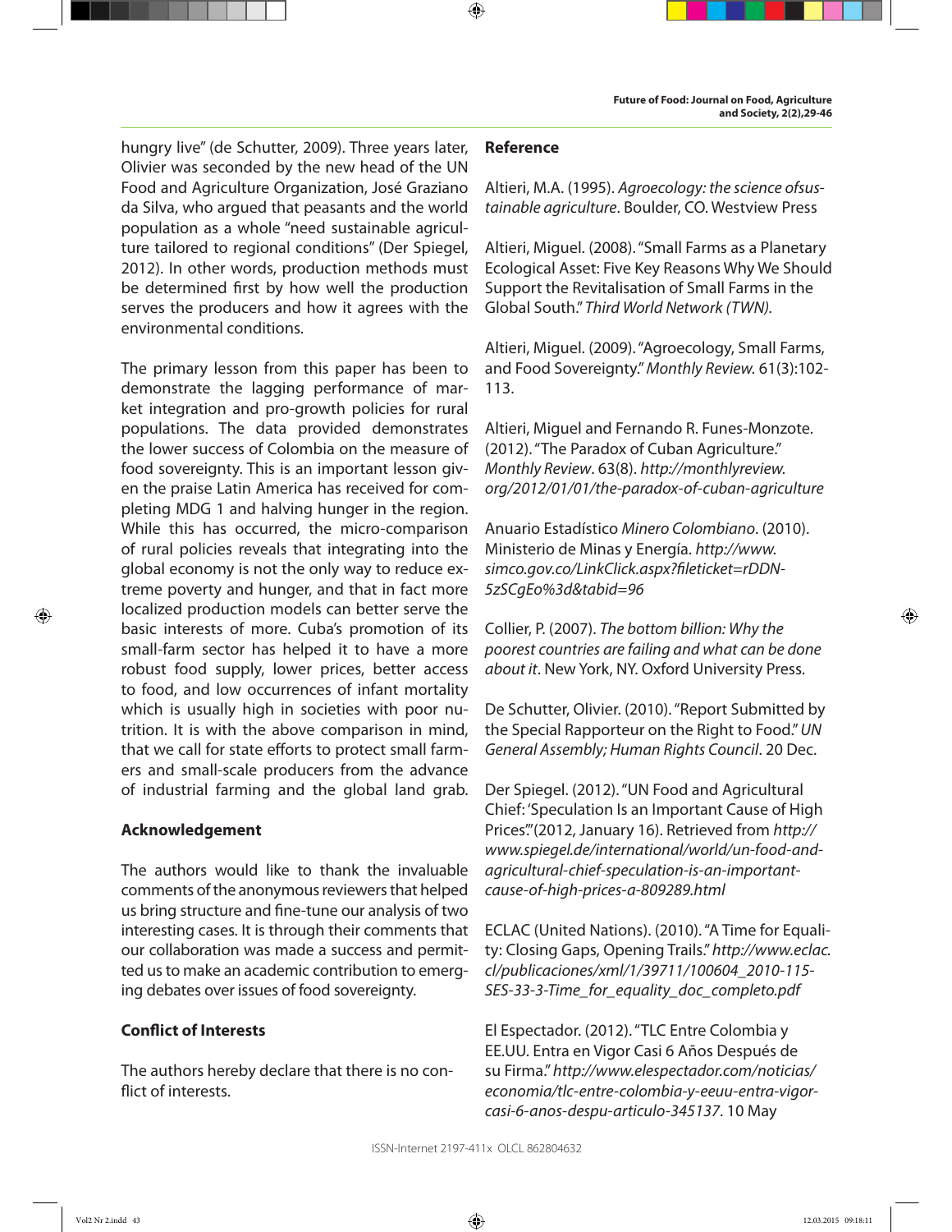hungry live" (de Schutter, 2009). Three years later, Olivier was seconded by the new head of the UN Food and Agriculture Organization, José Graziano da Silva, who argued that peasants and the world population as a whole "need sustainable agriculture tailored to regional conditions" (Der Spiegel, 2012). In other words, production methods must be determined first by how well the production serves the producers and how it agrees with the environmental conditions.

The primary lesson from this paper has been to demonstrate the lagging performance of market integration and pro-growth policies for rural populations. The data provided demonstrates the lower success of Colombia on the measure of food sovereignty. This is an important lesson given the praise Latin America has received for completing MDG 1 and halving hunger in the region. While this has occurred, the micro-comparison of rural policies reveals that integrating into the global economy is not the only way to reduce extreme poverty and hunger, and that in fact more localized production models can better serve the basic interests of more. Cuba's promotion of its small-farm sector has helped it to have a more robust food supply, lower prices, better access to food, and low occurrences of infant mortality which is usually high in societies with poor nutrition. It is with the above comparison in mind, that we call for state efforts to protect small farmers and small-scale producers from the advance of industrial farming and the global land grab.

## Acknowledgement

The authors would like to thank the invaluable comments of the anonymous reviewers that helped us bring structure and fine-tune our analysis of two interesting cases. It is through their comments that our collaboration was made a success and permitted us to make an academic contribution to emerging debates over issues of food sovereignty.

## Conflict of Interests

The authors hereby declare that there is no conflict of interests.

## Reference

Altieri, M.A. (1995). *Agroecology: the science ofsustainable agriculture*. Boulder, CO. Westview Press

Altieri, Miguel. (2008). "Small Farms as a Planetary Ecological Asset: Five Key Reasons Why We Should Support the Revitalisation of Small Farms in the Global South." *Third World Network (TWN).*

Altieri, Miguel. (2009). "Agroecology, Small Farms, and Food Sovereignty." *Monthly Review.* 61(3):102-113.

Altieri, Miguel and Fernando R. Funes-Monzote. (2012). "The Paradox of Cuban Agriculture." *Monthly Review*. 63(8). *http://monthlyreview.org/2012/01/01/the-paradox-of-cuban-agriculture*

Anuario Estadístico *Minero Colombiano*. (2010). Ministerio de Minas y Energía. *http://www.simco.gov.co/LinkClick.aspx?fileticket=rDDN-5zSCgEo%3d&tabid=96*

Collier, P. (2007). *The bottom billion: Why the poorest countries are failing and what can be done about it*. New York, NY. Oxford University Press.

De Schutter, Olivier. (2010). "Report Submitted by the Special Rapporteur on the Right to Food." *UN General Assembly; Human Rights Council*. 20 Dec.

Der Spiegel. (2012). "UN Food and Agricultural Chief: 'Speculation Is an Important Cause of High Prices'." (2012, January 16). Retrieved from *http://www.spiegel.de/international/world/un-food-and-agricultural-chief-speculation-is-an-important-cause-of-high-prices-a-809289.html*

ECLAC (United Nations). (2010). "A Time for Equality: Closing Gaps, Opening Trails." *http://www.eclac.cl/publicaciones/xml/1/39711/100604_2010-115-SES-33-3-Time_for_equality_doc_completo.pdf*

El Espectador. (2012). "TLC Entre Colombia y EE.UU. Entra en Vigor Casi 6 Años Después de su Firma." *http://www.elespectador.com/noticias/economia/tlc-entre-colombia-y-eeuu-entra-vigor-casi-6-anos-despu-articulo-345137*. 10 May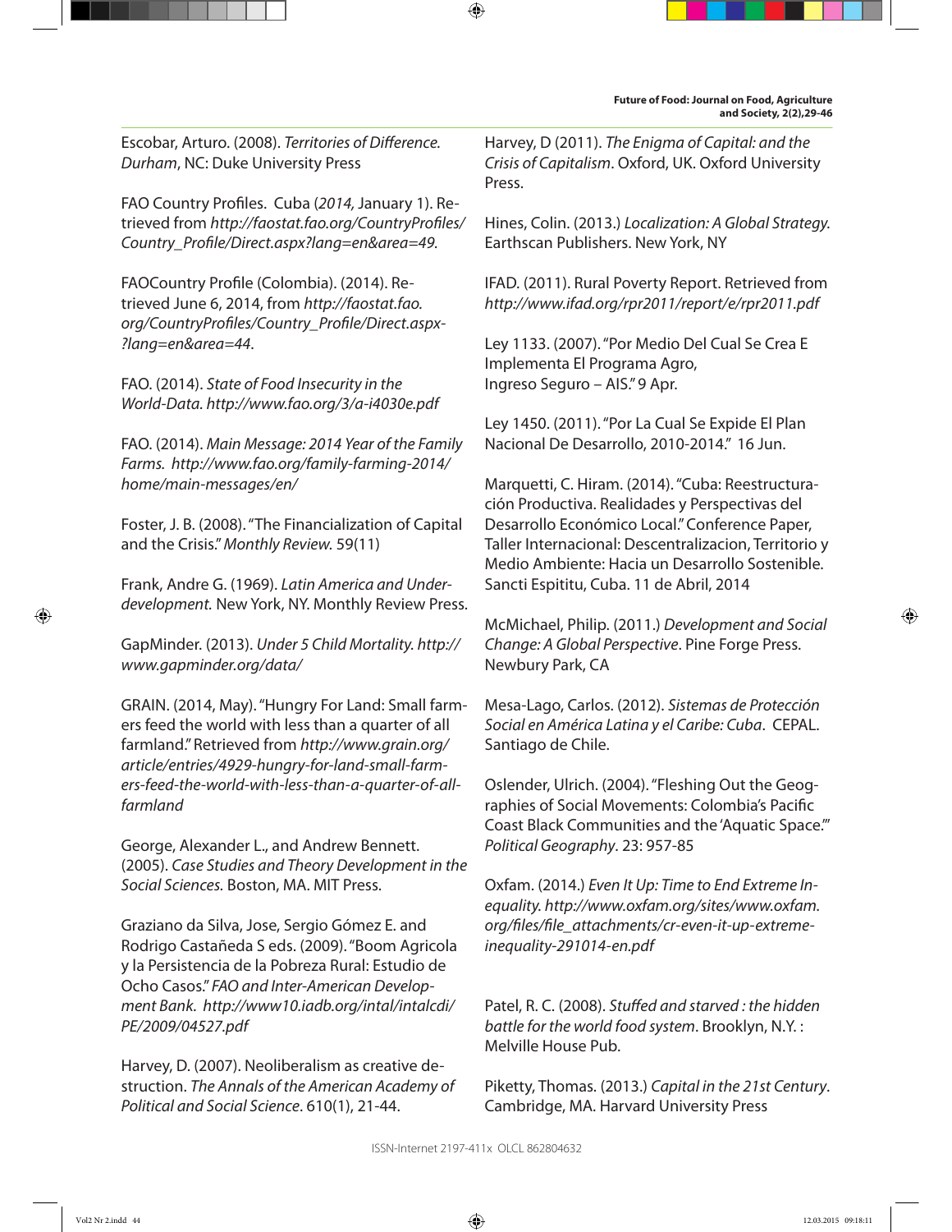Escobar, Arturo. (2008). *Territories of Difference. Durham*, NC: Duke University Press

FAO Country Profiles. Cuba (*2014,* January 1). Retrieved from *http://faostat.fao.org/CountryProfiles/Country_Profile/Direct.aspx?lang=en&area=49.*

FAOCountry Profile (Colombia). (2014). Retrieved June 6, 2014, from *http://faostat.fao.org/CountryProfiles/Country_Profile/Direct.aspx?lang=en&area=44.*

FAO. (2014). *State of Food Insecurity in the World-Data. http://www.fao.org/3/a-i4030e.pdf*

FAO. (2014). *Main Message: 2014 Year of the Family Farms. http://www.fao.org/family-farming-2014/home/main-messages/en/*

Foster, J. B. (2008). "The Financialization of Capital and the Crisis." *Monthly Review.* 59(11)

Frank, Andre G. (1969). *Latin America and Underdevelopment.* New York, NY. Monthly Review Press.

GapMinder. (2013). *Under 5 Child Mortality. http://www.gapminder.org/data/*

GRAIN. (2014, May). "Hungry For Land: Small farmers feed the world with less than a quarter of all farmland." Retrieved from *http://www.grain.org/article/entries/4929-hungry-for-land-small-farmers-feed-the-world-with-less-than-a-quarter-of-all-farmland*

George, Alexander L., and Andrew Bennett. (2005). *Case Studies and Theory Development in the Social Sciences.* Boston, MA. MIT Press.

Graziano da Silva, Jose, Sergio Gómez E. and Rodrigo Castañeda S eds. (2009). "Boom Agricola y la Persistencia de la Pobreza Rural: Estudio de Ocho Casos." *FAO and Inter-American Development Bank. http://www10.iadb.org/intal/intalcdi/PE/2009/04527.pdf*

Harvey, D. (2007). Neoliberalism as creative destruction. *The Annals of the American Academy of Political and Social Science*. 610(1), 21-44.

Harvey, D (2011). *The Enigma of Capital: and the Crisis of Capitalism*. Oxford, UK. Oxford University Press.

Hines, Colin. (2013.) *Localization: A Global Strategy.* Earthscan Publishers. New York, NY

IFAD. (2011). Rural Poverty Report. Retrieved from *http://www.ifad.org/rpr2011/report/e/rpr2011.pdf*

Ley 1133. (2007). "Por Medio Del Cual Se Crea E Implementa El Programa Agro, Ingreso Seguro – AIS." 9 Apr.

Ley 1450. (2011). "Por La Cual Se Expide El Plan Nacional De Desarrollo, 2010-2014." 16 Jun.

Marquetti, C. Hiram. (2014). "Cuba: Reestructuración Productiva. Realidades y Perspectivas del Desarrollo Económico Local." Conference Paper, Taller Internacional: Descentralizacion, Territorio y Medio Ambiente: Hacia un Desarrollo Sostenible. Sancti Espititu, Cuba. 11 de Abril, 2014

McMichael, Philip. (2011.) *Development and Social Change: A Global Perspective*. Pine Forge Press. Newbury Park, CA

Mesa-Lago, Carlos. (2012). *Sistemas de Protección Social en América Latina y el Caribe: Cuba*. CEPAL. Santiago de Chile.

Oslender, Ulrich. (2004). "Fleshing Out the Geographies of Social Movements: Colombia's Pacific Coast Black Communities and the 'Aquatic Space.'" *Political Geography*. 23: 957-85

Oxfam. (2014.) *Even It Up: Time to End Extreme Inequality. http://www.oxfam.org/sites/www.oxfam.org/files/file_attachments/cr-even-it-up-extreme-inequality-291014-en.pdf*

Patel, R. C. (2008). *Stuffed and starved : the hidden battle for the world food system*. Brooklyn, N.Y. : Melville House Pub.

Piketty, Thomas. (2013.) *Capital in the 21st Century*. Cambridge, MA. Harvard University Press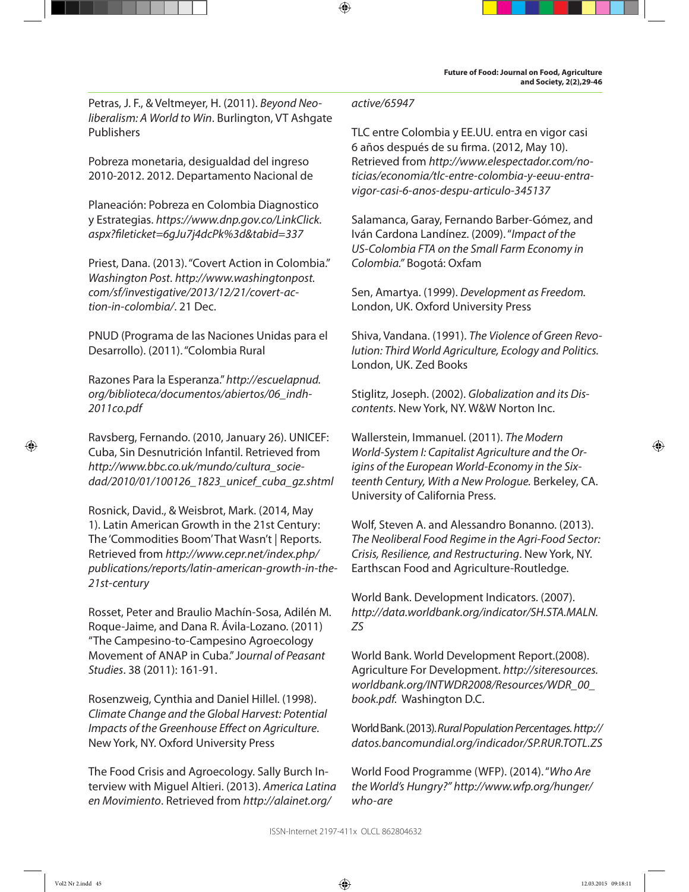Petras, J. F., & Veltmeyer, H. (2011). *Beyond Neoliberalism: A World to Win*. Burlington, VT Ashgate Publishers

Pobreza monetaria, desigualdad del ingreso 2010-2012. 2012. Departamento Nacional de

Planeación: Pobreza en Colombia Diagnostico y Estrategias. *https://www.dnp.gov.co/LinkClick.aspx?fileticket=6gJu7j4dcPk%3d&tabid=337*

Priest, Dana. (2013). "Covert Action in Colombia." *Washington Post*. *http://www.washingtonpost.com/sf/investigative/2013/12/21/covert-action-in-colombia/*. 21 Dec.

PNUD (Programa de las Naciones Unidas para el Desarrollo). (2011). "Colombia Rural

Razones Para la Esperanza." *http://escuelapnud.org/biblioteca/documentos/abiertos/06_indh-2011co.pdf*

Ravsberg, Fernando. (2010, January 26). UNICEF: Cuba, Sin Desnutrición Infantil. Retrieved from *http://www.bbc.co.uk/mundo/cultura_sociedad/2010/01/100126_1823_unicef_cuba_gz.shtml*

Rosnick, David., & Weisbrot, Mark. (2014, May 1). Latin American Growth in the 21st Century: The 'Commodities Boom' That Wasn't | Reports. Retrieved from *http://www.cepr.net/index.php/publications/reports/latin-american-growth-in-the-21st-century*

Rosset, Peter and Braulio Machín-Sosa, Adilén M. Roque-Jaime, and Dana R. Ávila-Lozano. (2011) "The Campesino-to-Campesino Agroecology Movement of ANAP in Cuba." J*ournal of Peasant Studies*. 38 (2011): 161-91.

Rosenzweig, Cynthia and Daniel Hillel. (1998). *Climate Change and the Global Harvest: Potential Impacts of the Greenhouse Effect on Agriculture*. New York, NY. Oxford University Press

The Food Crisis and Agroecology. Sally Burch Interview with Miguel Altieri. (2013). *America Latina en Movimiento*. Retrieved from *http://alainet.org/active/65947*

TLC entre Colombia y EE.UU. entra en vigor casi 6 años después de su firma. (2012, May 10). Retrieved from *http://www.elespectador.com/noticias/economia/tlc-entre-colombia-y-eeuu-entra-vigor-casi-6-anos-despu-articulo-345137*

Salamanca, Garay, Fernando Barber-Gómez, and Iván Cardona Landínez. (2009). "*Impact of the US-Colombia FTA on the Small Farm Economy in Colombia.*" Bogotá: Oxfam

Sen, Amartya. (1999). *Development as Freedom*. London, UK. Oxford University Press

Shiva, Vandana. (1991). *The Violence of Green Revolution: Third World Agriculture, Ecology and Politics*. London, UK. Zed Books

Stiglitz, Joseph. (2002). *Globalization and its Discontents*. New York, NY. W&W Norton Inc.

Wallerstein, Immanuel. (2011). *The Modern World-System I: Capitalist Agriculture and the Origins of the European World-Economy in the Sixteenth Century, With a New Prologue.* Berkeley, CA. University of California Press.

Wolf, Steven A. and Alessandro Bonanno. (2013). *The Neoliberal Food Regime in the Agri-Food Sector: Crisis, Resilience, and Restructuring*. New York, NY. Earthscan Food and Agriculture-Routledge.

World Bank. Development Indicators. (2007). *http://data.worldbank.org/indicator/SH.STA.MALN.ZS*

World Bank. World Development Report.(2008). Agriculture For Development. *http://siteresources.worldbank.org/INTWDR2008/Resources/WDR_00_book.pdf.* Washington D.C.

World Bank. (2013). *Rural Population Percentages. http://datos.bancomundial.org/indicador/SP.RUR.TOTL.ZS*

World Food Programme (WFP). (2014). "*Who Are the World's Hungry?" http://www.wfp.org/hunger/who-are*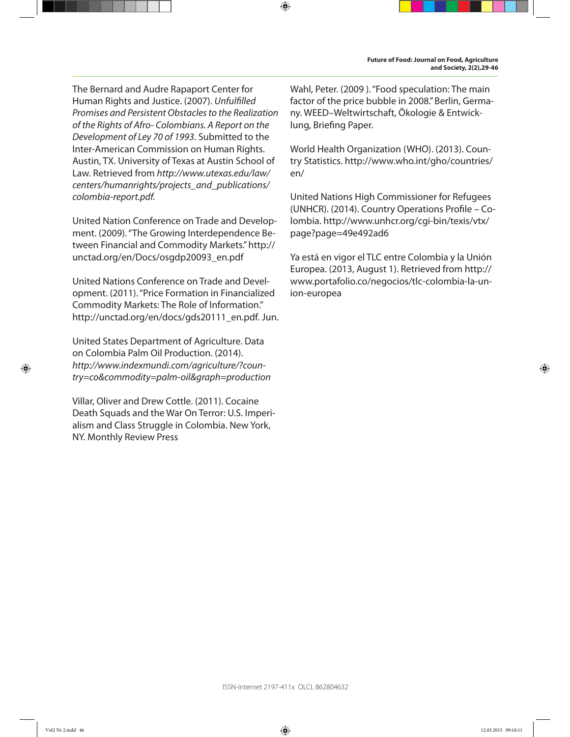The Bernard and Audre Rapaport Center for Human Rights and Justice. (2007). *Unfulfilled Promises and Persistent Obstacles to the Realization of the Rights of Afro- Colombians. A Report on the Development of Ley 70 of 1993*. Submitted to the Inter-American Commission on Human Rights. Austin, TX. University of Texas at Austin School of Law. Retrieved from *http://www.utexas.edu/law/centers/humanrights/projects_and_publications/colombia-report.pdf.*

United Nation Conference on Trade and Development. (2009). "The Growing Interdependence Between Financial and Commodity Markets." http://unctad.org/en/Docs/osgdp20093_en.pdf

United Nations Conference on Trade and Development. (2011). "Price Formation in Financialized Commodity Markets: The Role of Information." http://unctad.org/en/docs/gds20111_en.pdf. Jun.

United States Department of Agriculture. Data on Colombia Palm Oil Production. (2014). *http://www.indexmundi.com/agriculture/?country=co&commodity=palm-oil&graph=production*

Villar, Oliver and Drew Cottle. (2011). Cocaine Death Squads and the War On Terror: U.S. Imperialism and Class Struggle in Colombia. New York, NY. Monthly Review Press

Wahl, Peter. (2009 ). "Food speculation: The main factor of the price bubble in 2008." Berlin, Germany. WEED–Weltwirtschaft, Ökologie & Entwicklung, Briefing Paper.

World Health Organization (WHO). (2013). Country Statistics. http://www.who.int/gho/countries/en/

United Nations High Commissioner for Refugees (UNHCR). (2014). Country Operations Profile – Colombia. http://www.unhcr.org/cgi-bin/texis/vtx/page?page=49e492ad6

Ya está en vigor el TLC entre Colombia y la Unión Europea. (2013, August 1). Retrieved from http://www.portafolio.co/negocios/tlc-colombia-la-union-europea